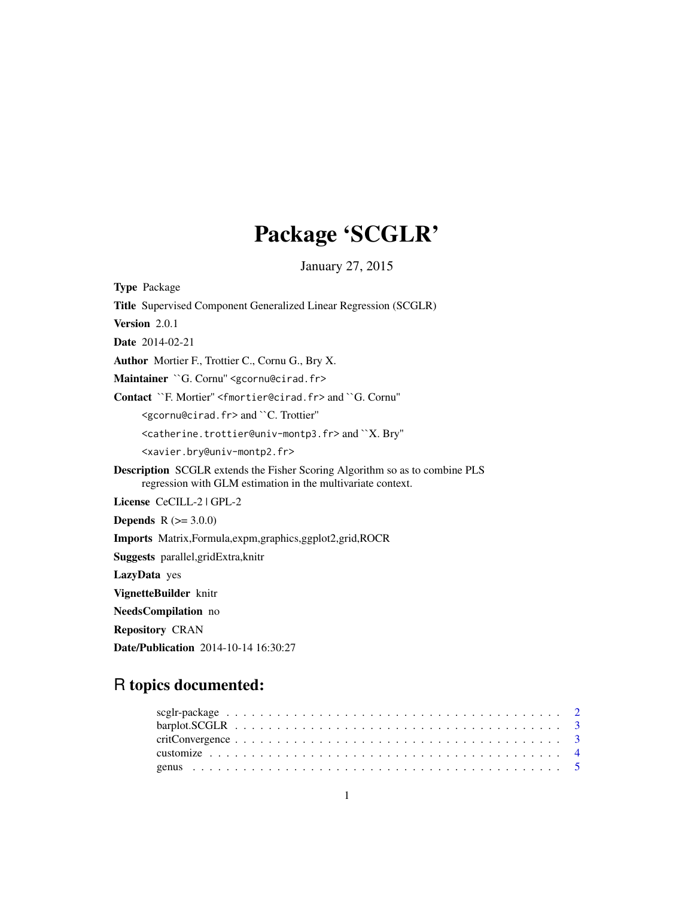# Package 'SCGLR'

January 27, 2015

**Type** Package

**Title** Supervised Component Generalized Linear Regression (SCGLR)

**Version** 2.0.1

**Date** 2014-02-21

**Author** Mortier F., Trottier C., Cornu G., Bry X.

**Maintainer** ``G. Cornu'' <gcornu@cirad.fr>

**Contact** ``F. Mortier'' <fmortier@cirad.fr> and ``G. Cornu'' <gcornu@cirad.fr> and ``C. Trottier'' <catherine.trottier@univ-montp3.fr> and ``X. Bry'' <xavier.bry@univ-montp2.fr>

**Description** SCGLR extends the Fisher Scoring Algorithm so as to combine PLS regression with GLM estimation in the multivariate context.

**License** CeCILL-2 | GPL-2

**Depends** R (>= 3.0.0)

**Imports** Matrix,Formula,expm,graphics,ggplot2,grid,ROCR

**Suggests** parallel,gridExtra,knitr

**LazyData** yes

**VignetteBuilder** knitr

**NeedsCompilation** no

**Repository** CRAN

**Date/Publication** 2014-10-14 16:30:27

## R topics documented:

- scglr-package . . . . . . . . . . . . . . . . . . . . . . . . . . . . . . . . . . . . . . . 2
- barplot.SCGLR . . . . . . . . . . . . . . . . . . . . . . . . . . . . . . . . . . . . . . 3
- critConvergence . . . . . . . . . . . . . . . . . . . . . . . . . . . . . . . . . . . . . . 3
- customize . . . . . . . . . . . . . . . . . . . . . . . . . . . . . . . . . . . . . . . . . 4
- genus . . . . . . . . . . . . . . . . . . . . . . . . . . . . . . . . . . . . . . . . . . . 5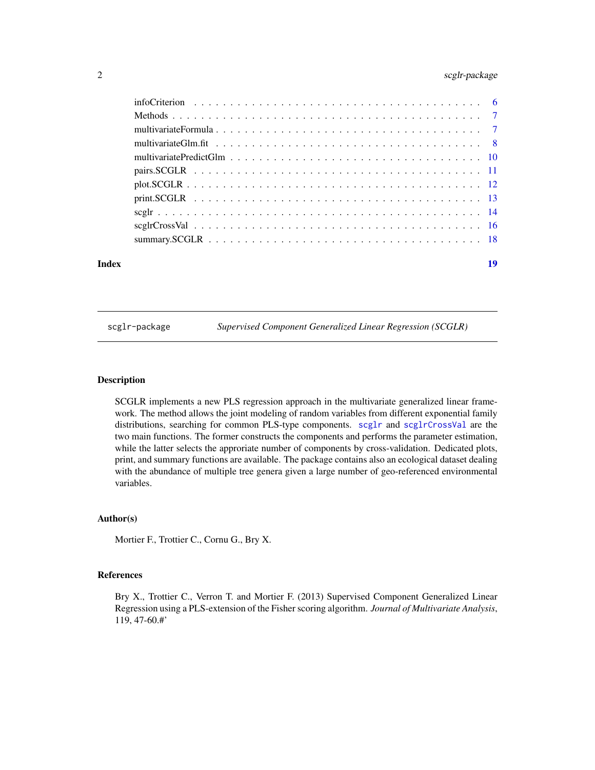| | |
|---|---|
| infoCriterion | 6 |
| Methods | 7 |
| multivariateFormula | 7 |
| multivariateGlm.fit | 8 |
| multivariatePredictGlm | 10 |
| pairs.SCGLR | 11 |
| plot.SCGLR | 12 |
| print.SCGLR | 13 |
| scglr | 14 |
| scglrCrossVal | 16 |
| summary.SCGLR | 18 |

**Index** 19

---

## scglr-package — *Supervised Component Generalized Linear Regression (SCGLR)*

---

### Description

SCGLR implements a new PLS regression approach in the multivariate generalized linear framework. The method allows the joint modeling of random variables from different exponential family distributions, searching for common PLS-type components. `scglr` and `scglrCrossVal` are the two main functions. The former constructs the components and performs the parameter estimation, while the latter selects the approriate number of components by cross-validation. Dedicated plots, print, and summary functions are available. The package contains also an ecological dataset dealing with the abundance of multiple tree genera given a large number of geo-referenced environmental variables.

### Author(s)

Mortier F., Trottier C., Cornu G., Bry X.

### References

Bry X., Trottier C., Verron T. and Mortier F. (2013) Supervised Component Generalized Linear Regression using a PLS-extension of the Fisher scoring algorithm. *Journal of Multivariate Analysis*, 119, 47-60.#'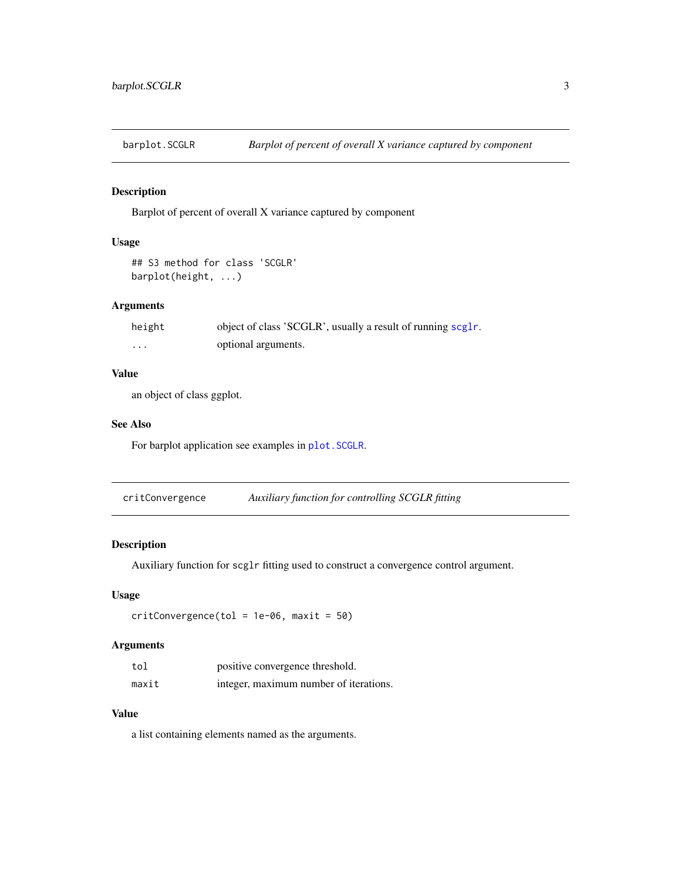## barplot.SCGLR — *Barplot of percent of overall X variance captured by component*

### Description

Barplot of percent of overall X variance captured by component

### Usage

```
## S3 method for class 'SCGLR'
barplot(height, ...)
```

### Arguments

| | |
|---|---|
| `height` | object of class 'SCGLR', usually a result of running `scglr`. |
| `...` | optional arguments. |

### Value

an object of class ggplot.

### See Also

For barplot application see examples in `plot.SCGLR`.

## critConvergence — *Auxiliary function for controlling SCGLR fitting*

### Description

Auxiliary function for `scglr` fitting used to construct a convergence control argument.

### Usage

```
critConvergence(tol = 1e-06, maxit = 50)
```

### Arguments

| | |
|---|---|
| `tol` | positive convergence threshold. |
| `maxit` | integer, maximum number of iterations. |

### Value

a list containing elements named as the arguments.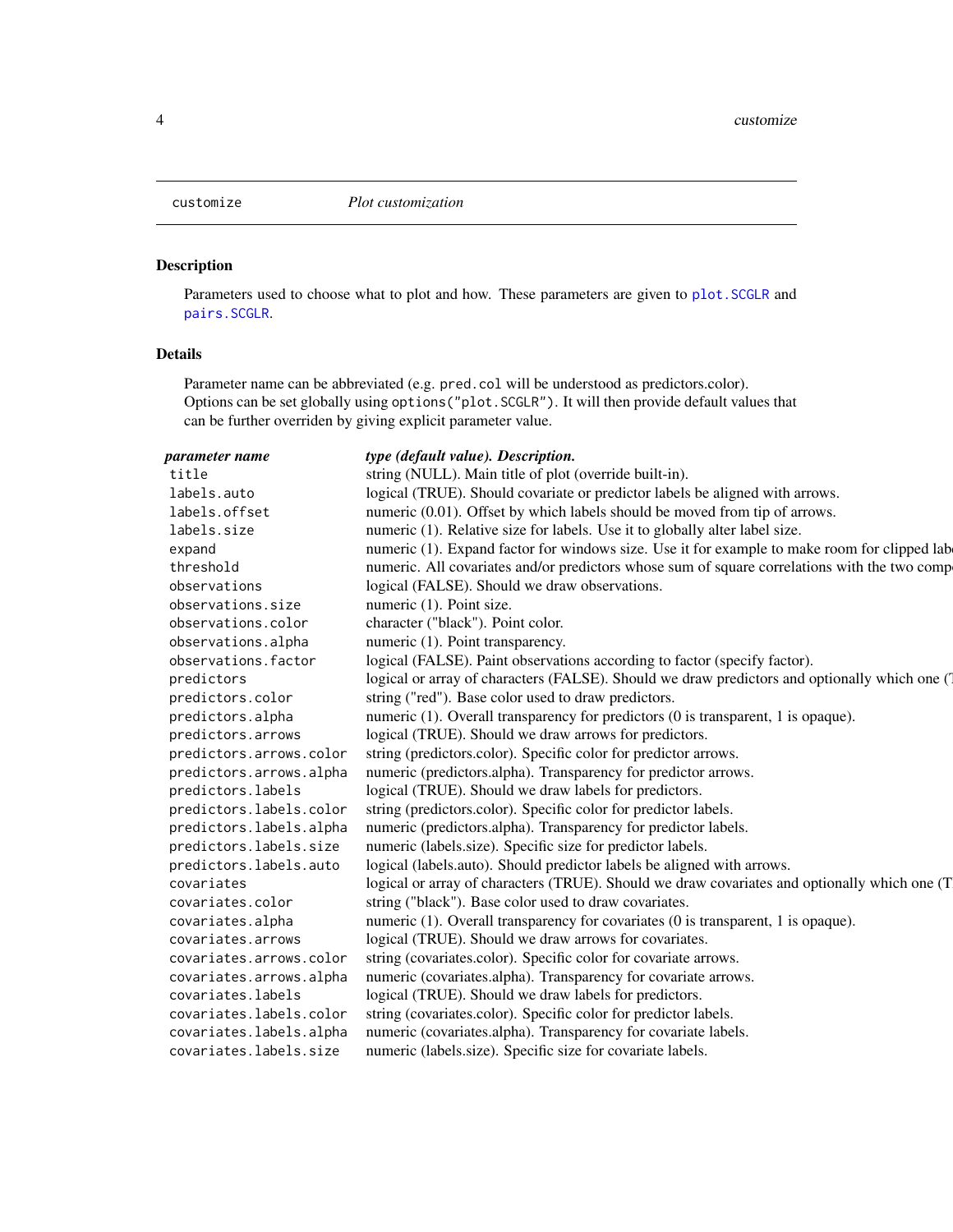customize *Plot customization*

## Description

Parameters used to choose what to plot and how. These parameters are given to `plot.SCGLR` and `pairs.SCGLR`.

## Details

Parameter name can be abbreviated (e.g. `pred.col` will be understood as predictors.color).
Options can be set globally using `options("plot.SCGLR")`. It will then provide default values that can be further overriden by giving explicit parameter value.

| ***parameter name*** | ***type (default value). Description.*** |
|---|---|
| `title` | string (NULL). Main title of plot (override built-in). |
| `labels.auto` | logical (TRUE). Should covariate or predictor labels be aligned with arrows. |
| `labels.offset` | numeric (0.01). Offset by which labels should be moved from tip of arrows. |
| `labels.size` | numeric (1). Relative size for labels. Use it to globally alter label size. |
| `expand` | numeric (1). Expand factor for windows size. Use it for example to make room for clipped labe |
| `threshold` | numeric. All covariates and/or predictors whose sum of square correlations with the two compo |
| `observations` | logical (FALSE). Should we draw observations. |
| `observations.size` | numeric (1). Point size. |
| `observations.color` | character ("black"). Point color. |
| `observations.alpha` | numeric (1). Point transparency. |
| `observations.factor` | logical (FALSE). Paint observations according to factor (specify factor). |
| `predictors` | logical or array of characters (FALSE). Should we draw predictors and optionally which one (T |
| `predictors.color` | string ("red"). Base color used to draw predictors. |
| `predictors.alpha` | numeric (1). Overall transparency for predictors (0 is transparent, 1 is opaque). |
| `predictors.arrows` | logical (TRUE). Should we draw arrows for predictors. |
| `predictors.arrows.color` | string (predictors.color). Specific color for predictor arrows. |
| `predictors.arrows.alpha` | numeric (predictors.alpha). Transparency for predictor arrows. |
| `predictors.labels` | logical (TRUE). Should we draw labels for predictors. |
| `predictors.labels.color` | string (predictors.color). Specific color for predictor labels. |
| `predictors.labels.alpha` | numeric (predictors.alpha). Transparency for predictor labels. |
| `predictors.labels.size` | numeric (labels.size). Specific size for predictor labels. |
| `predictors.labels.auto` | logical (labels.auto). Should predictor labels be aligned with arrows. |
| `covariates` | logical or array of characters (TRUE). Should we draw covariates and optionally which one (T |
| `covariates.color` | string ("black"). Base color used to draw covariates. |
| `covariates.alpha` | numeric (1). Overall transparency for covariates (0 is transparent, 1 is opaque). |
| `covariates.arrows` | logical (TRUE). Should we draw arrows for covariates. |
| `covariates.arrows.color` | string (covariates.color). Specific color for covariate arrows. |
| `covariates.arrows.alpha` | numeric (covariates.alpha). Transparency for covariate arrows. |
| `covariates.labels` | logical (TRUE). Should we draw labels for predictors. |
| `covariates.labels.color` | string (covariates.color). Specific color for predictor labels. |
| `covariates.labels.alpha` | numeric (covariates.alpha). Transparency for covariate labels. |
| `covariates.labels.size` | numeric (labels.size). Specific size for covariate labels. |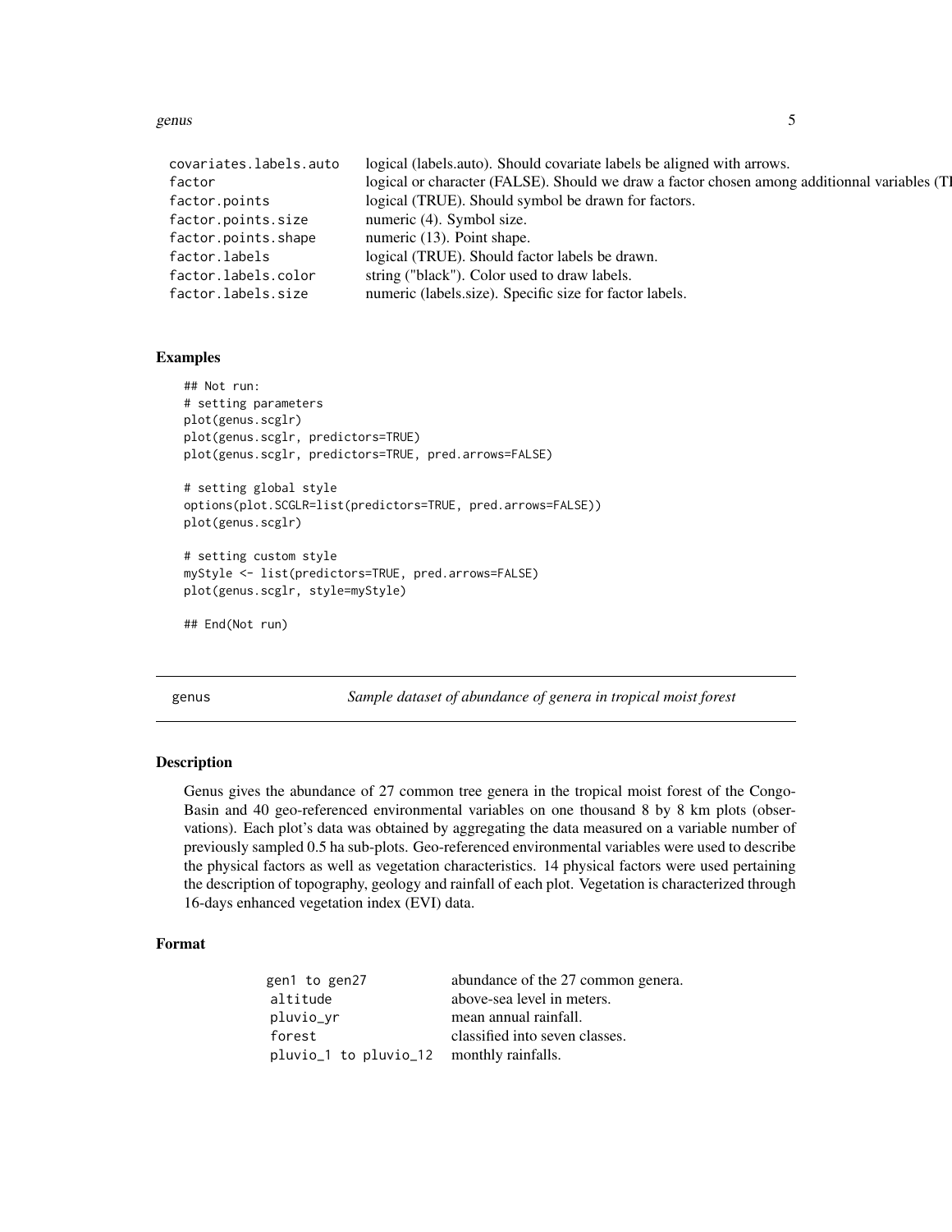| | |
|---|---|
| covariates.labels.auto | logical (labels.auto). Should covariate labels be aligned with arrows. |
| factor | logical or character (FALSE). Should we draw a factor chosen among additionnal variables (TI |
| factor.points | logical (TRUE). Should symbol be drawn for factors. |
| factor.points.size | numeric (4). Symbol size. |
| factor.points.shape | numeric (13). Point shape. |
| factor.labels | logical (TRUE). Should factor labels be drawn. |
| factor.labels.color | string ("black"). Color used to draw labels. |
| factor.labels.size | numeric (labels.size). Specific size for factor labels. |

### Examples

```
## Not run:
# setting parameters
plot(genus.scglr)
plot(genus.scglr, predictors=TRUE)
plot(genus.scglr, predictors=TRUE, pred.arrows=FALSE)

# setting global style
options(plot.SCGLR=list(predictors=TRUE, pred.arrows=FALSE))
plot(genus.scglr)

# setting custom style
myStyle <- list(predictors=TRUE, pred.arrows=FALSE)
plot(genus.scglr, style=myStyle)

## End(Not run)
```

---

## genus — *Sample dataset of abundance of genera in tropical moist forest*

---

### Description

Genus gives the abundance of 27 common tree genera in the tropical moist forest of the Congo-Basin and 40 geo-referenced environmental variables on one thousand 8 by 8 km plots (observations). Each plot's data was obtained by aggregating the data measured on a variable number of previously sampled 0.5 ha sub-plots. Geo-referenced environmental variables were used to describe the physical factors as well as vegetation characteristics. 14 physical factors were used pertaining the description of topography, geology and rainfall of each plot. Vegetation is characterized through 16-days enhanced vegetation index (EVI) data.

### Format

| | |
|---|---|
| gen1 to gen27 | abundance of the 27 common genera. |
| altitude | above-sea level in meters. |
| pluvio_yr | mean annual rainfall. |
| forest | classified into seven classes. |
| pluvio_1 to pluvio_12 | monthly rainfalls. |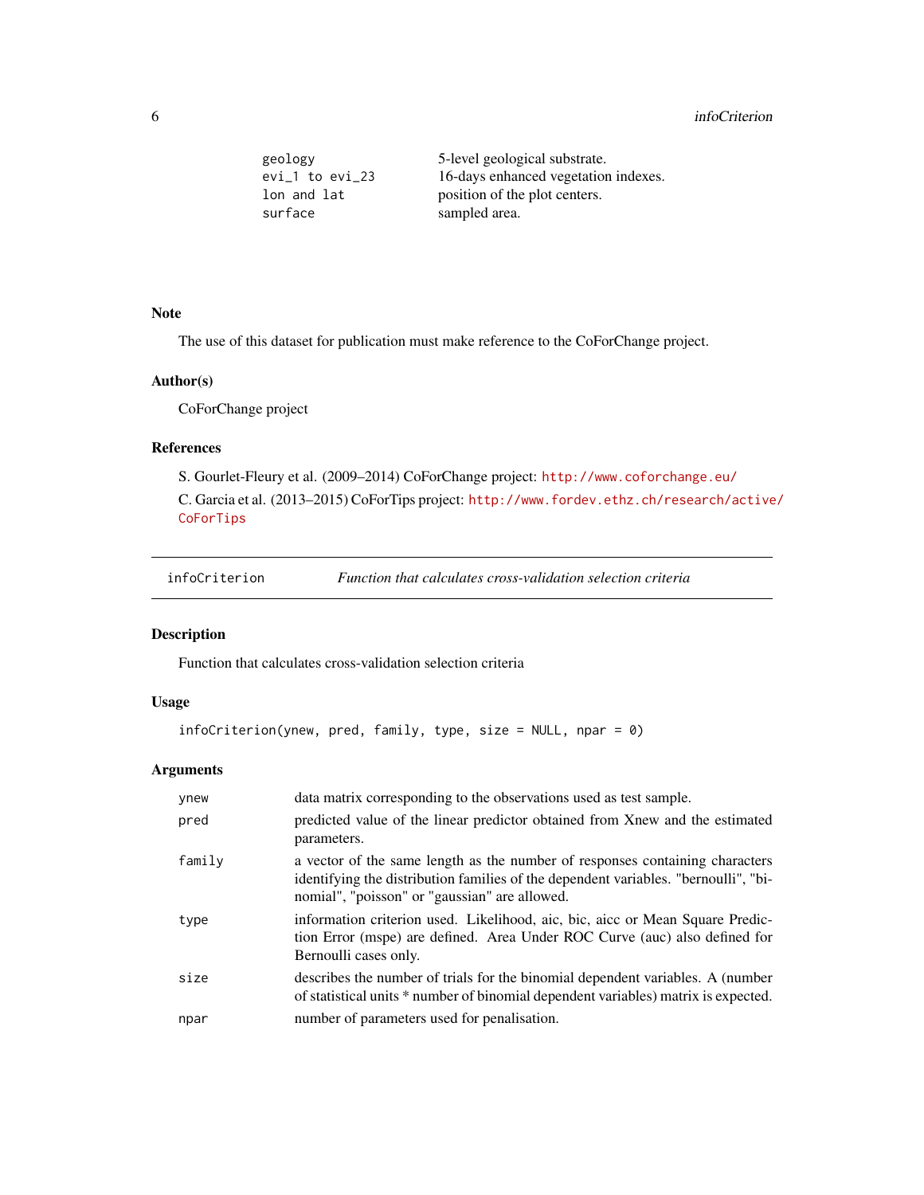| | |
|---|---|
| geology | 5-level geological substrate. |
| evi_1 to evi_23 | 16-days enhanced vegetation indexes. |
| lon and lat | position of the plot centers. |
| surface | sampled area. |

### Note

The use of this dataset for publication must make reference to the CoForChange project.

### Author(s)

CoForChange project

### References

S. Gourlet-Fleury et al. (2009–2014) CoForChange project: http://www.coforchange.eu/

C. Garcia et al. (2013–2015) CoForTips project: http://www.fordev.ethz.ch/research/active/CoForTips

---

## infoCriterion — *Function that calculates cross-validation selection criteria*

### Description

Function that calculates cross-validation selection criteria

### Usage

```
infoCriterion(ynew, pred, family, type, size = NULL, npar = 0)
```

### Arguments

| | |
|---|---|
| ynew | data matrix corresponding to the observations used as test sample. |
| pred | predicted value of the linear predictor obtained from Xnew and the estimated parameters. |
| family | a vector of the same length as the number of responses containing characters identifying the distribution families of the dependent variables. "bernoulli", "binomial", "poisson" or "gaussian" are allowed. |
| type | information criterion used. Likelihood, aic, bic, aicc or Mean Square Prediction Error (mspe) are defined. Area Under ROC Curve (auc) also defined for Bernoulli cases only. |
| size | describes the number of trials for the binomial dependent variables. A (number of statistical units * number of binomial dependent variables) matrix is expected. |
| npar | number of parameters used for penalisation. |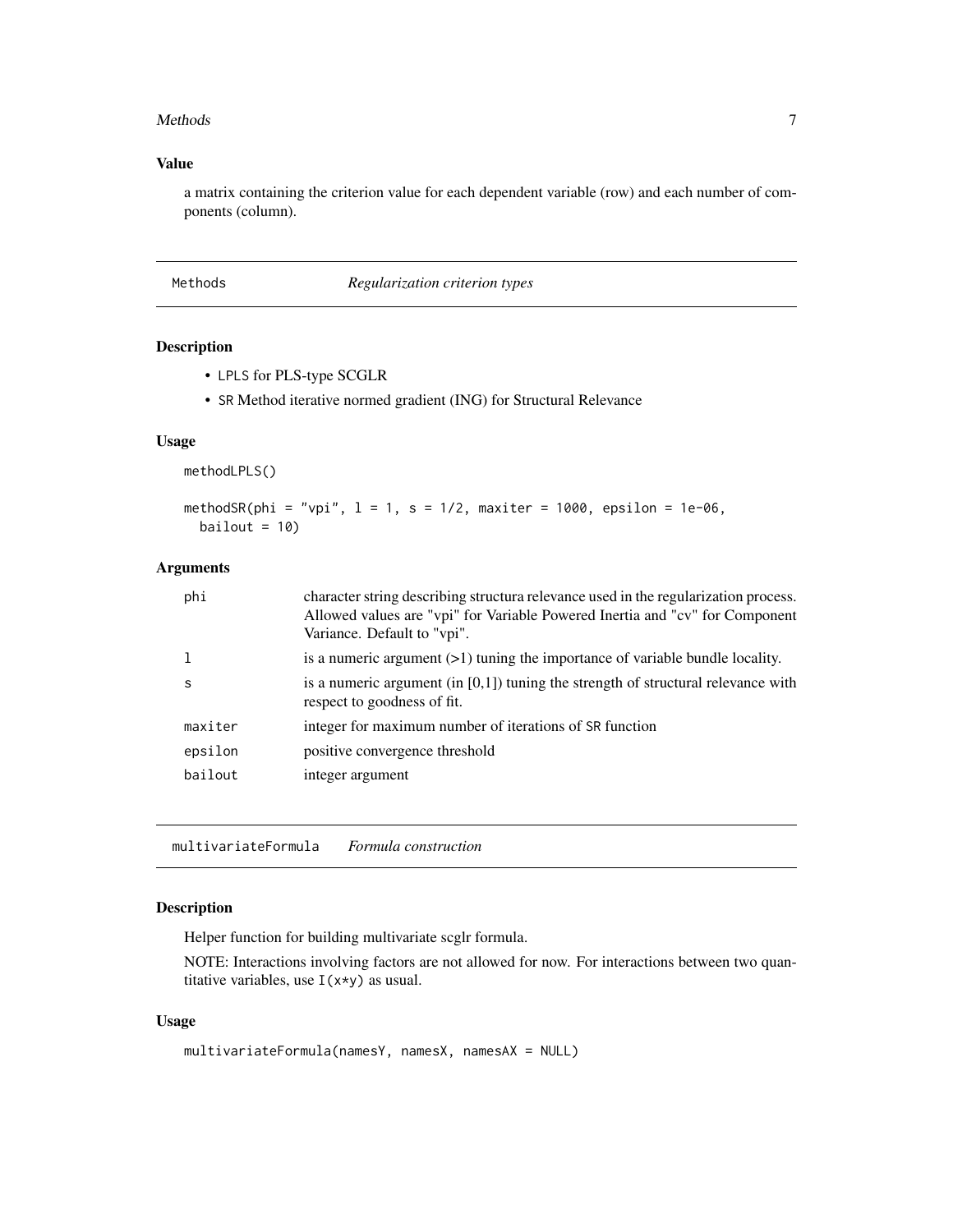### Value

a matrix containing the criterion value for each dependent variable (row) and each number of components (column).

## Methods — *Regularization criterion types*

### Description

- LPLS for PLS-type SCGLR
- SR Method iterative normed gradient (ING) for Structural Relevance

### Usage

```
methodLPLS()

methodSR(phi = "vpi", l = 1, s = 1/2, maxiter = 1000, epsilon = 1e-06,
  bailout = 10)
```

### Arguments

| | |
|---|---|
| phi | character string describing structura relevance used in the regularization process. Allowed values are "vpi" for Variable Powered Inertia and "cv" for Component Variance. Default to "vpi". |
| l | is a numeric argument (>1) tuning the importance of variable bundle locality. |
| s | is a numeric argument (in [0,1]) tuning the strength of structural relevance with respect to goodness of fit. |
| maxiter | integer for maximum number of iterations of SR function |
| epsilon | positive convergence threshold |
| bailout | integer argument |

## multivariateFormula — *Formula construction*

### Description

Helper function for building multivariate scglr formula.

NOTE: Interactions involving factors are not allowed for now. For interactions between two quantitative variables, use I(x*y) as usual.

### Usage

```
multivariateFormula(namesY, namesX, namesAX = NULL)
```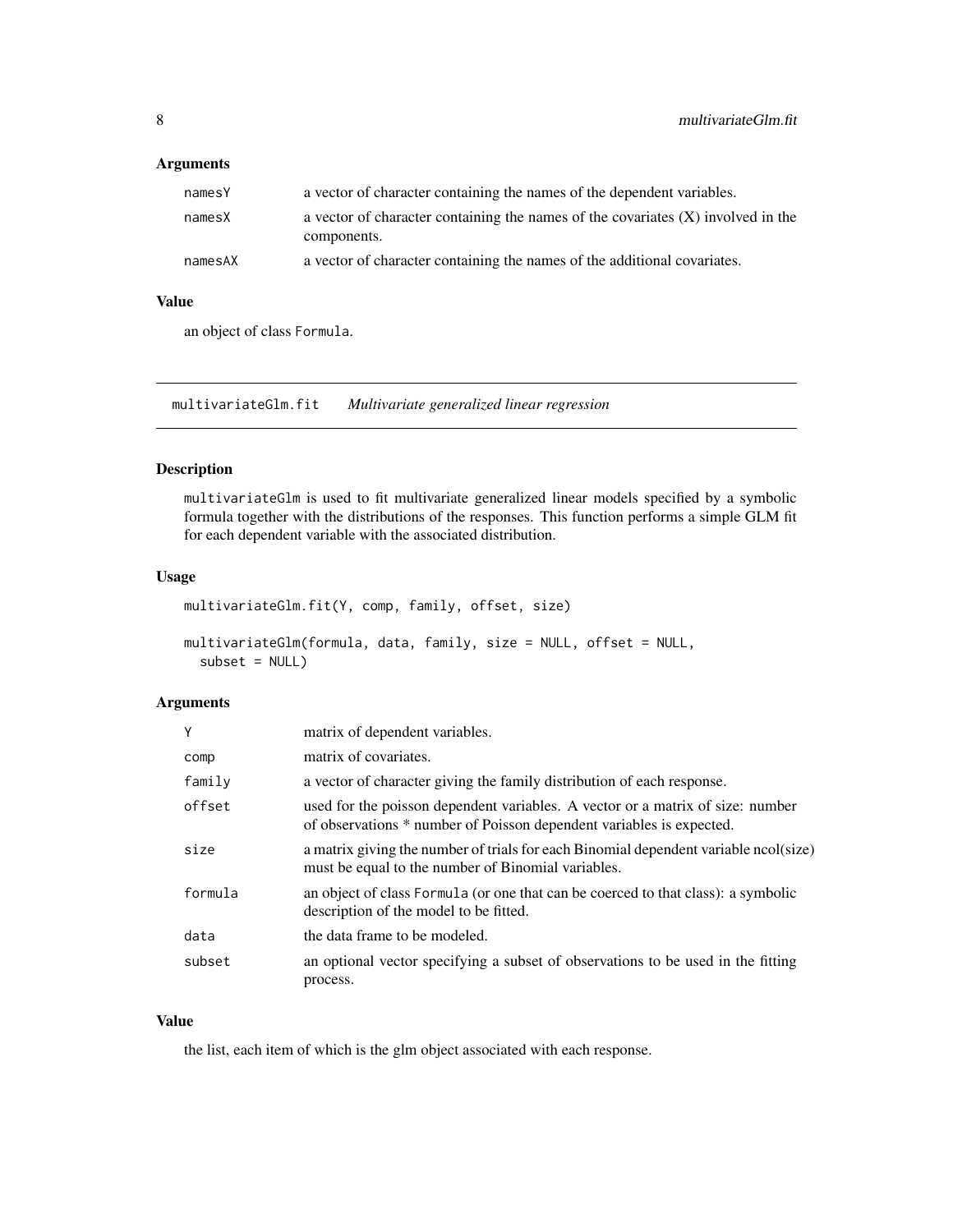## Arguments

| | |
|---|---|
| namesY | a vector of character containing the names of the dependent variables. |
| namesX | a vector of character containing the names of the covariates (X) involved in the components. |
| namesAX | a vector of character containing the names of the additional covariates. |

## Value

an object of class `Formula`.

---

# multivariateGlm.fit    *Multivariate generalized linear regression*

---

## Description

`multivariateGlm` is used to fit multivariate generalized linear models specified by a symbolic formula together with the distributions of the responses. This function performs a simple GLM fit for each dependent variable with the associated distribution.

## Usage

```
multivariateGlm.fit(Y, comp, family, offset, size)

multivariateGlm(formula, data, family, size = NULL, offset = NULL,
  subset = NULL)
```

## Arguments

| | |
|---|---|
| Y | matrix of dependent variables. |
| comp | matrix of covariates. |
| family | a vector of character giving the family distribution of each response. |
| offset | used for the poisson dependent variables. A vector or a matrix of size: number of observations * number of Poisson dependent variables is expected. |
| size | a matrix giving the number of trials for each Binomial dependent variable ncol(size) must be equal to the number of Binomial variables. |
| formula | an object of class `Formula` (or one that can be coerced to that class): a symbolic description of the model to be fitted. |
| data | the data frame to be modeled. |
| subset | an optional vector specifying a subset of observations to be used in the fitting process. |

## Value

the list, each item of which is the glm object associated with each response.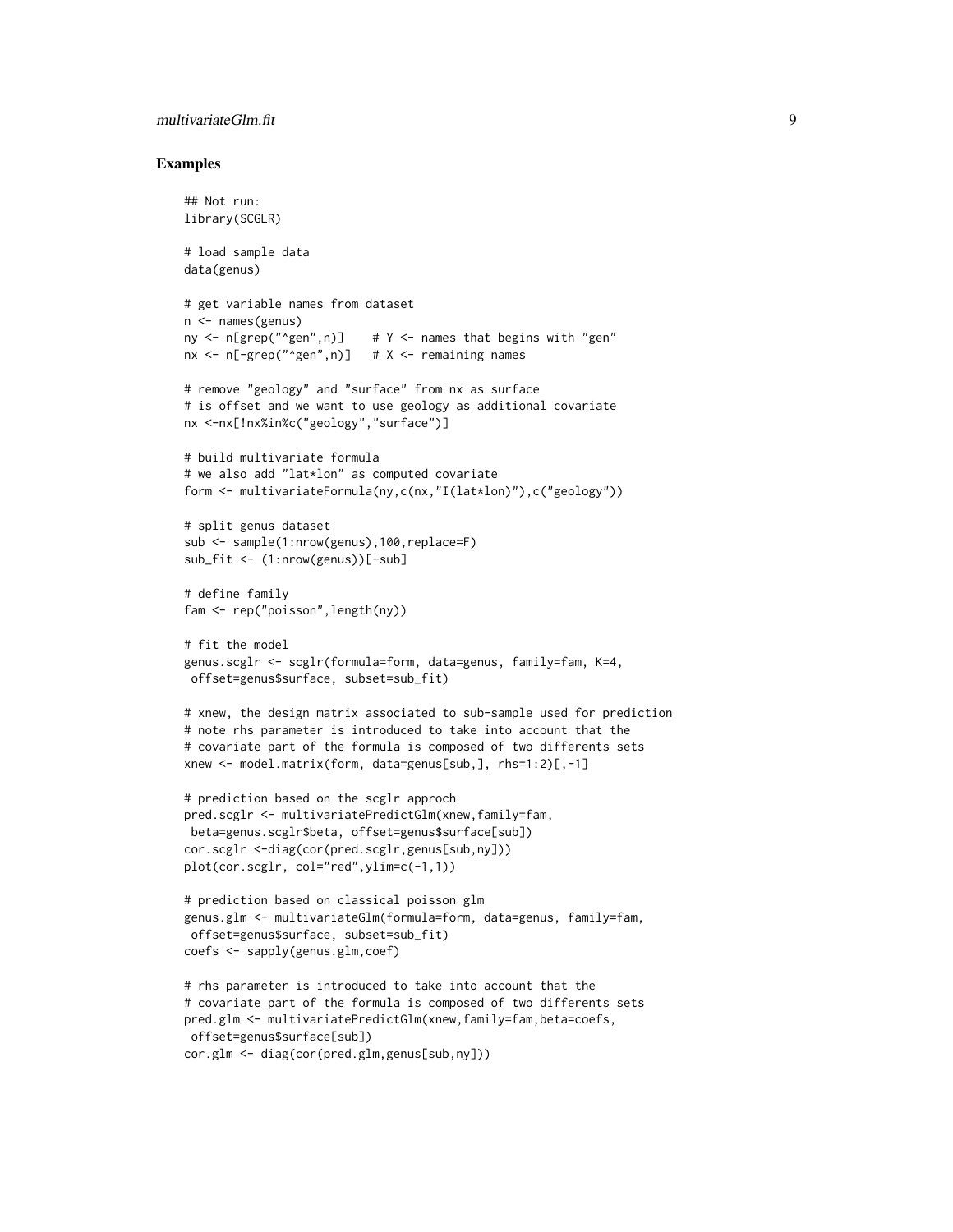## Examples

```
## Not run:
library(SCGLR)

# load sample data
data(genus)

# get variable names from dataset
n <- names(genus)
ny <- n[grep("^gen",n)]    # Y <- names that begins with "gen"
nx <- n[-grep("^gen",n)]   # X <- remaining names

# remove "geology" and "surface" from nx as surface
# is offset and we want to use geology as additional covariate
nx <-nx[!nx%in%c("geology","surface")]

# build multivariate formula
# we also add "lat*lon" as computed covariate
form <- multivariateFormula(ny,c(nx,"I(lat*lon)"),c("geology"))

# split genus dataset
sub <- sample(1:nrow(genus),100,replace=F)
sub_fit <- (1:nrow(genus))[-sub]

# define family
fam <- rep("poisson",length(ny))

# fit the model
genus.scglr <- scglr(formula=form, data=genus, family=fam, K=4,
 offset=genus$surface, subset=sub_fit)

# xnew, the design matrix associated to sub-sample used for prediction
# note rhs parameter is introduced to take into account that the
# covariate part of the formula is composed of two differents sets
xnew <- model.matrix(form, data=genus[sub,], rhs=1:2)[,-1]

# prediction based on the scglr approch
pred.scglr <- multivariatePredictGlm(xnew,family=fam,
 beta=genus.scglr$beta, offset=genus$surface[sub])
cor.scglr <-diag(cor(pred.scglr,genus[sub,ny]))
plot(cor.scglr, col="red",ylim=c(-1,1))

# prediction based on classical poisson glm
genus.glm <- multivariateGlm(formula=form, data=genus, family=fam,
 offset=genus$surface, subset=sub_fit)
coefs <- sapply(genus.glm,coef)

# rhs parameter is introduced to take into account that the
# covariate part of the formula is composed of two differents sets
pred.glm <- multivariatePredictGlm(xnew,family=fam,beta=coefs,
 offset=genus$surface[sub])
cor.glm <- diag(cor(pred.glm,genus[sub,ny]))
```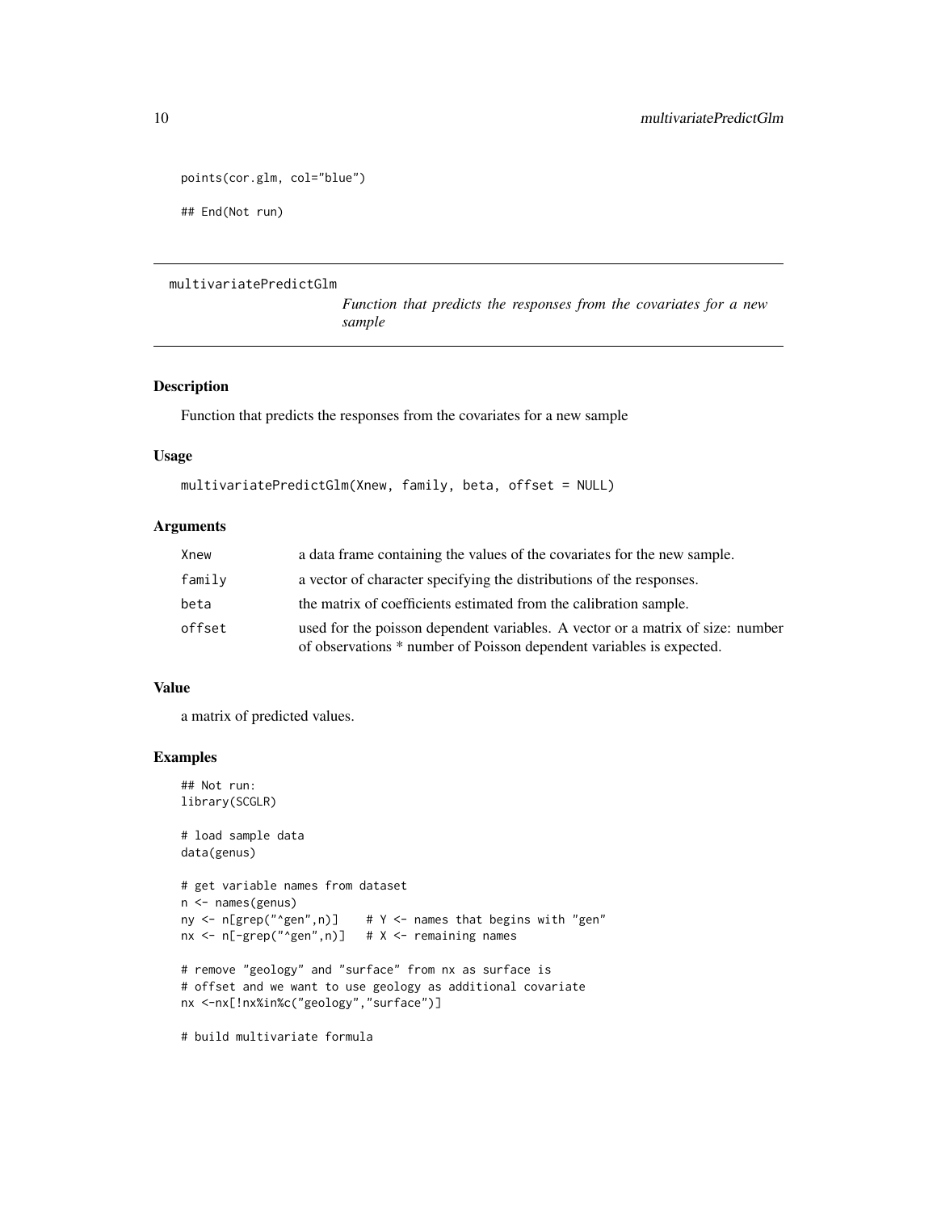```
points(cor.glm, col="blue")

## End(Not run)
```

---

multivariatePredictGlm

*Function that predicts the responses from the covariates for a new sample*

---

## Description

Function that predicts the responses from the covariates for a new sample

## Usage

```
multivariatePredictGlm(Xnew, family, beta, offset = NULL)
```

## Arguments

| | |
|---|---|
| Xnew | a data frame containing the values of the covariates for the new sample. |
| family | a vector of character specifying the distributions of the responses. |
| beta | the matrix of coefficients estimated from the calibration sample. |
| offset | used for the poisson dependent variables. A vector or a matrix of size: number of observations * number of Poisson dependent variables is expected. |

## Value

a matrix of predicted values.

## Examples

```
## Not run:
library(SCGLR)

# load sample data
data(genus)

# get variable names from dataset
n <- names(genus)
ny <- n[grep("^gen",n)]    # Y <- names that begins with "gen"
nx <- n[-grep("^gen",n)]   # X <- remaining names

# remove "geology" and "surface" from nx as surface is
# offset and we want to use geology as additional covariate
nx <-nx[!nx%in%c("geology","surface")]

# build multivariate formula
```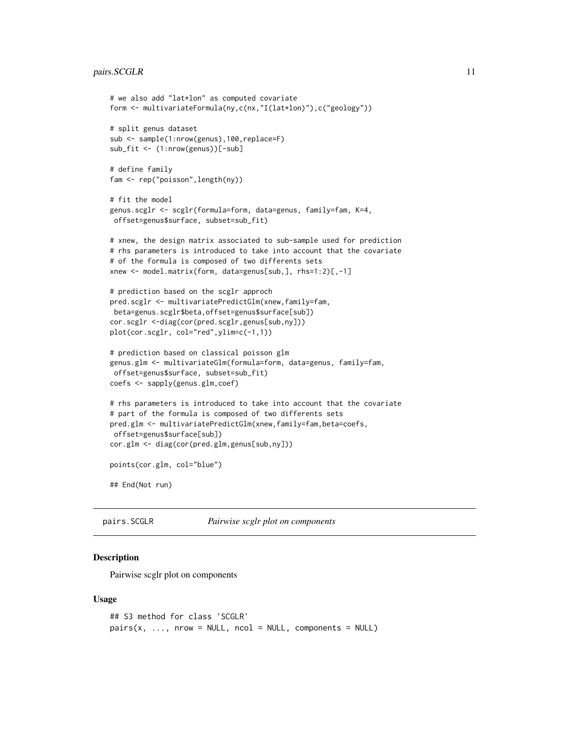```
# we also add "lat*lon" as computed covariate
form <- multivariateFormula(ny,c(nx,"I(lat*lon)"),c("geology"))

# split genus dataset
sub <- sample(1:nrow(genus),100,replace=F)
sub_fit <- (1:nrow(genus))[-sub]

# define family
fam <- rep("poisson",length(ny))

# fit the model
genus.scglr <- scglr(formula=form, data=genus, family=fam, K=4,
 offset=genus$surface, subset=sub_fit)

# xnew, the design matrix associated to sub-sample used for prediction
# rhs parameters is introduced to take into account that the covariate
# of the formula is composed of two differents sets
xnew <- model.matrix(form, data=genus[sub,], rhs=1:2)[,-1]

# prediction based on the scglr approch
pred.scglr <- multivariatePredictGlm(xnew,family=fam,
 beta=genus.scglr$beta,offset=genus$surface[sub])
cor.scglr <-diag(cor(pred.scglr,genus[sub,ny]))
plot(cor.scglr, col="red",ylim=c(-1,1))

# prediction based on classical poisson glm
genus.glm <- multivariateGlm(formula=form, data=genus, family=fam,
 offset=genus$surface, subset=sub_fit)
coefs <- sapply(genus.glm,coef)

# rhs parameters is introduced to take into account that the covariate
# part of the formula is composed of two differents sets
pred.glm <- multivariatePredictGlm(xnew,family=fam,beta=coefs,
 offset=genus$surface[sub])
cor.glm <- diag(cor(pred.glm,genus[sub,ny]))

points(cor.glm, col="blue")

## End(Not run)
```

---

## pairs.SCGLR — *Pairwise scglr plot on components*

### Description

Pairwise scglr plot on components

### Usage

```
## S3 method for class 'SCGLR'
pairs(x, ..., nrow = NULL, ncol = NULL, components = NULL)
```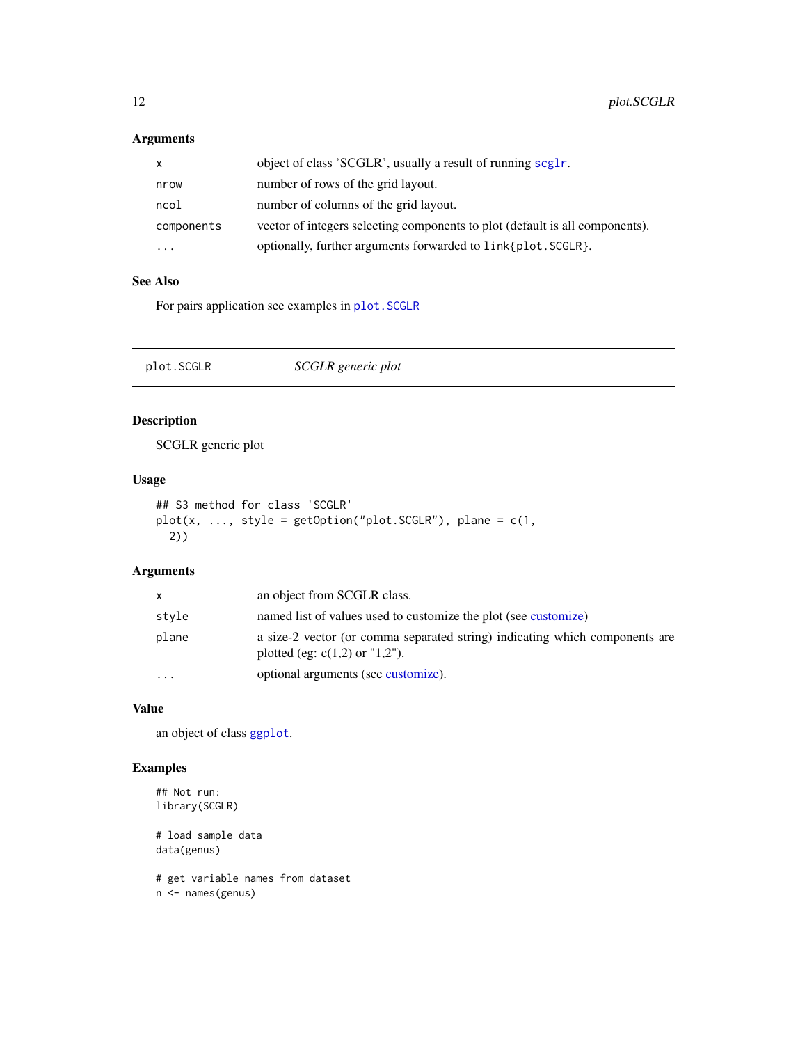### Arguments

| | |
|---|---|
| `x` | object of class 'SCGLR', usually a result of running scglr. |
| `nrow` | number of rows of the grid layout. |
| `ncol` | number of columns of the grid layout. |
| `components` | vector of integers selecting components to plot (default is all components). |
| `...` | optionally, further arguments forwarded to `link{plot.SCGLR}`. |

### See Also

For pairs application see examples in `plot.SCGLR`

---

## plot.SCGLR *SCGLR generic plot*

---

### Description

SCGLR generic plot

### Usage

```
## S3 method for class 'SCGLR'
plot(x, ..., style = getOption("plot.SCGLR"), plane = c(1,
  2))
```

### Arguments

| | |
|---|---|
| `x` | an object from SCGLR class. |
| `style` | named list of values used to customize the plot (see customize) |
| `plane` | a size-2 vector (or comma separated string) indicating which components are plotted (eg: c(1,2) or "1,2"). |
| `...` | optional arguments (see customize). |

### Value

an object of class `ggplot`.

### Examples

```
## Not run:
library(SCGLR)

# load sample data
data(genus)

# get variable names from dataset
n <- names(genus)
```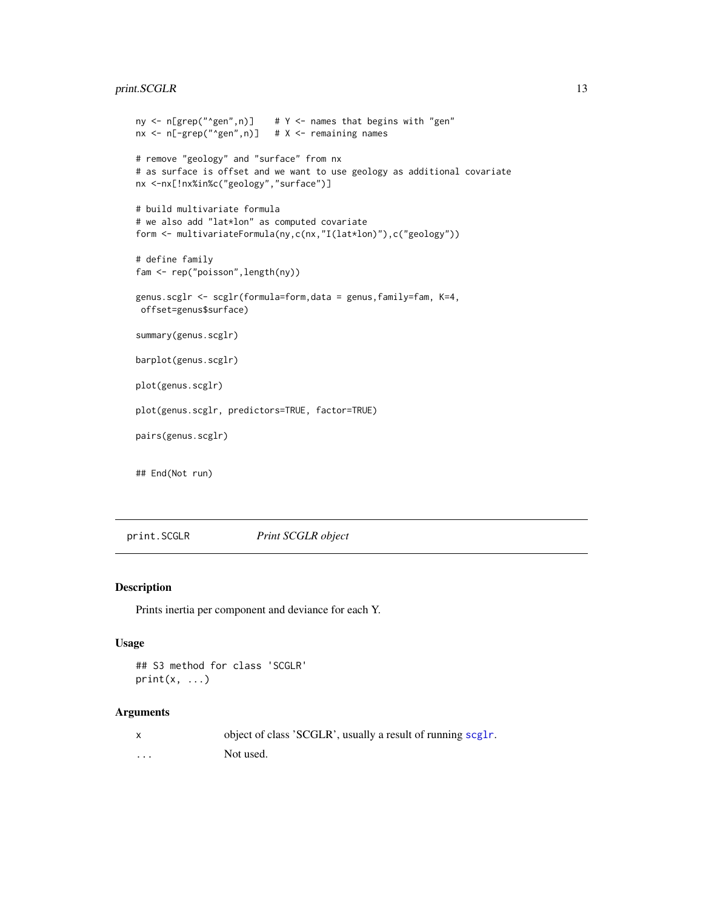```
ny <- n[grep("^gen",n)]    # Y <- names that begins with "gen"
nx <- n[-grep("^gen",n)]   # X <- remaining names

# remove "geology" and "surface" from nx
# as surface is offset and we want to use geology as additional covariate
nx <-nx[!nx%in%c("geology","surface")]

# build multivariate formula
# we also add "lat*lon" as computed covariate
form <- multivariateFormula(ny,c(nx,"I(lat*lon)"),c("geology"))

# define family
fam <- rep("poisson",length(ny))

genus.scglr <- scglr(formula=form,data = genus,family=fam, K=4,
 offset=genus$surface)

summary(genus.scglr)

barplot(genus.scglr)

plot(genus.scglr)

plot(genus.scglr, predictors=TRUE, factor=TRUE)

pairs(genus.scglr)


## End(Not run)
```

## print.SCGLR *Print SCGLR object*

### Description

Prints inertia per component and deviance for each Y.

### Usage

```
## S3 method for class 'SCGLR'
print(x, ...)
```

### Arguments

| | |
|---|---|
| x | object of class 'SCGLR', usually a result of running `scglr`. |
| ... | Not used. |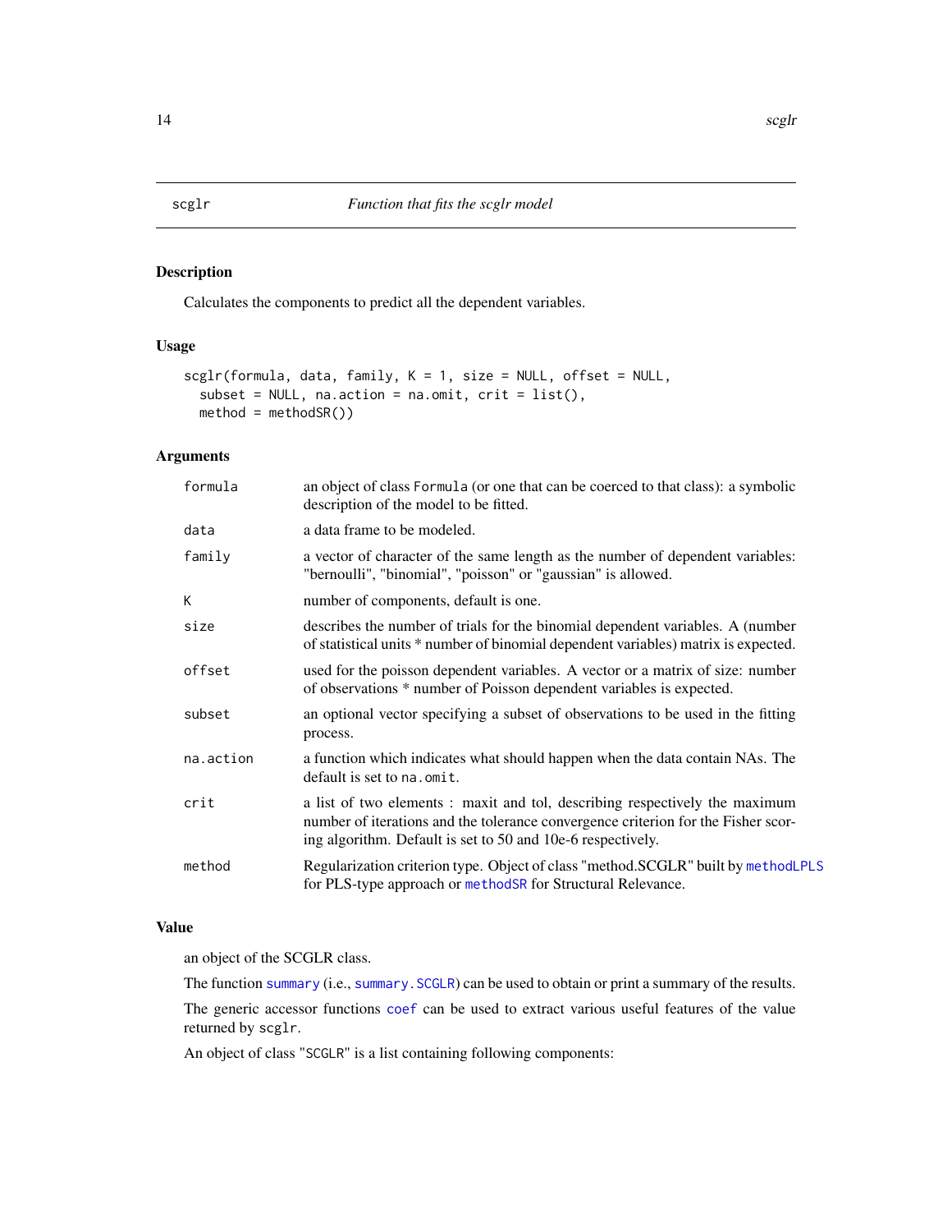## scglr — *Function that fits the scglr model*

### Description

Calculates the components to predict all the dependent variables.

### Usage

```
scglr(formula, data, family, K = 1, size = NULL, offset = NULL,
  subset = NULL, na.action = na.omit, crit = list(),
  method = methodSR())
```

### Arguments

| | |
|---|---|
| formula | an object of class `Formula` (or one that can be coerced to that class): a symbolic description of the model to be fitted. |
| data | a data frame to be modeled. |
| family | a vector of character of the same length as the number of dependent variables: "bernoulli", "binomial", "poisson" or "gaussian" is allowed. |
| K | number of components, default is one. |
| size | describes the number of trials for the binomial dependent variables. A (number of statistical units * number of binomial dependent variables) matrix is expected. |
| offset | used for the poisson dependent variables. A vector or a matrix of size: number of observations * number of Poisson dependent variables is expected. |
| subset | an optional vector specifying a subset of observations to be used in the fitting process. |
| na.action | a function which indicates what should happen when the data contain NAs. The default is set to `na.omit`. |
| crit | a list of two elements : maxit and tol, describing respectively the maximum number of iterations and the tolerance convergence criterion for the Fisher scoring algorithm. Default is set to 50 and 10e-6 respectively. |
| method | Regularization criterion type. Object of class "method.SCGLR" built by `methodLPLS` for PLS-type approach or `methodSR` for Structural Relevance. |

### Value

an object of the SCGLR class.

The function `summary` (i.e., `summary.SCGLR`) can be used to obtain or print a summary of the results.

The generic accessor functions `coef` can be used to extract various useful features of the value returned by `scglr`.

An object of class "`SCGLR`" is a list containing following components: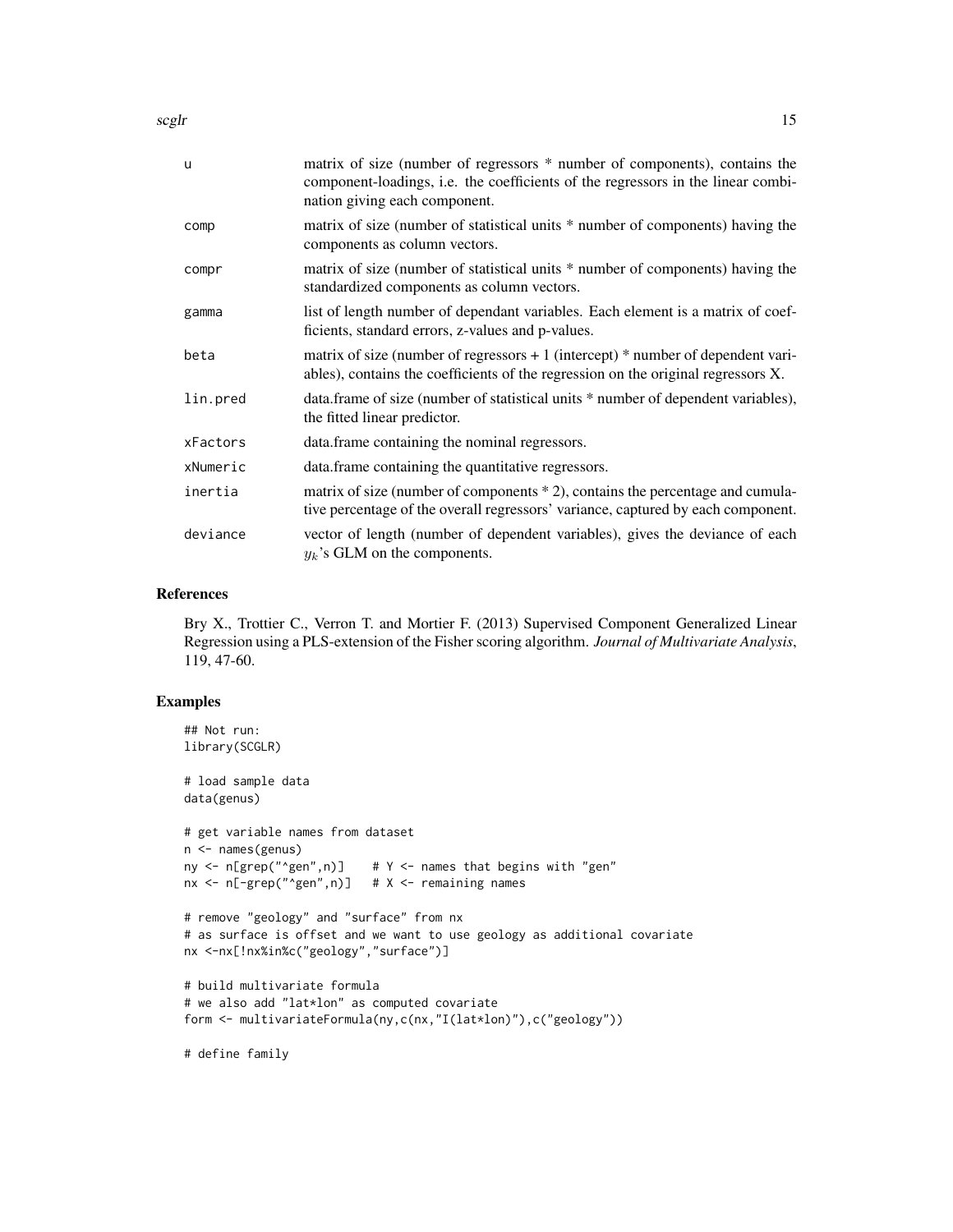| | |
|---|---|
| u | matrix of size (number of regressors * number of components), contains the component-loadings, i.e. the coefficients of the regressors in the linear combination giving each component. |
| comp | matrix of size (number of statistical units * number of components) having the components as column vectors. |
| compr | matrix of size (number of statistical units * number of components) having the standardized components as column vectors. |
| gamma | list of length number of dependant variables. Each element is a matrix of coefficients, standard errors, z-values and p-values. |
| beta | matrix of size (number of regressors + 1 (intercept) * number of dependent variables), contains the coefficients of the regression on the original regressors X. |
| lin.pred | data.frame of size (number of statistical units * number of dependent variables), the fitted linear predictor. |
| xFactors | data.frame containing the nominal regressors. |
| xNumeric | data.frame containing the quantitative regressors. |
| inertia | matrix of size (number of components * 2), contains the percentage and cumulative percentage of the overall regressors' variance, captured by each component. |
| deviance | vector of length (number of dependent variables), gives the deviance of each $y_k$'s GLM on the components. |

## References

Bry X., Trottier C., Verron T. and Mortier F. (2013) Supervised Component Generalized Linear Regression using a PLS-extension of the Fisher scoring algorithm. *Journal of Multivariate Analysis*, 119, 47-60.

## Examples

```
## Not run:
library(SCGLR)

# load sample data
data(genus)

# get variable names from dataset
n <- names(genus)
ny <- n[grep("^gen",n)]    # Y <- names that begins with "gen"
nx <- n[-grep("^gen",n)]   # X <- remaining names

# remove "geology" and "surface" from nx
# as surface is offset and we want to use geology as additional covariate
nx <-nx[!nx%in%c("geology","surface")]

# build multivariate formula
# we also add "lat*lon" as computed covariate
form <- multivariateFormula(ny,c(nx,"I(lat*lon)"),c("geology"))

# define family
```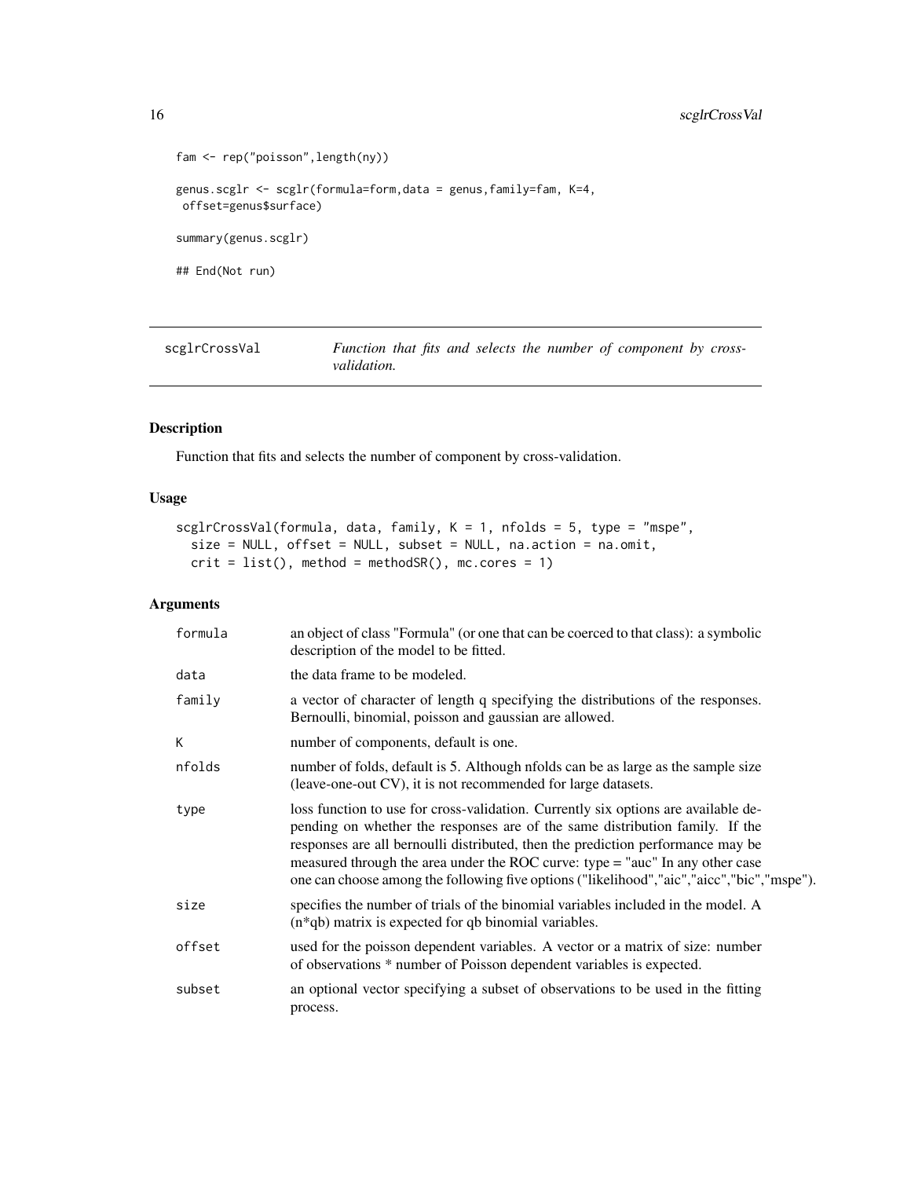```
fam <- rep("poisson",length(ny))

genus.scglr <- scglr(formula=form,data = genus,family=fam, K=4,
 offset=genus$surface)

summary(genus.scglr)

## End(Not run)
```

---

## scglrCrossVal — *Function that fits and selects the number of component by cross-validation.*

### Description

Function that fits and selects the number of component by cross-validation.

### Usage

```
scglrCrossVal(formula, data, family, K = 1, nfolds = 5, type = "mspe",
  size = NULL, offset = NULL, subset = NULL, na.action = na.omit,
  crit = list(), method = methodSR(), mc.cores = 1)
```

### Arguments

| | |
|---|---|
| formula | an object of class "Formula" (or one that can be coerced to that class): a symbolic description of the model to be fitted. |
| data | the data frame to be modeled. |
| family | a vector of character of length q specifying the distributions of the responses. Bernoulli, binomial, poisson and gaussian are allowed. |
| K | number of components, default is one. |
| nfolds | number of folds, default is 5. Although nfolds can be as large as the sample size (leave-one-out CV), it is not recommended for large datasets. |
| type | loss function to use for cross-validation. Currently six options are available depending on whether the responses are of the same distribution family. If the responses are all bernoulli distributed, then the prediction performance may be measured through the area under the ROC curve: type = "auc" In any other case one can choose among the following five options ("likelihood","aic","aicc","bic","mspe"). |
| size | specifies the number of trials of the binomial variables included in the model. A (n*qb) matrix is expected for qb binomial variables. |
| offset | used for the poisson dependent variables. A vector or a matrix of size: number of observations * number of Poisson dependent variables is expected. |
| subset | an optional vector specifying a subset of observations to be used in the fitting process. |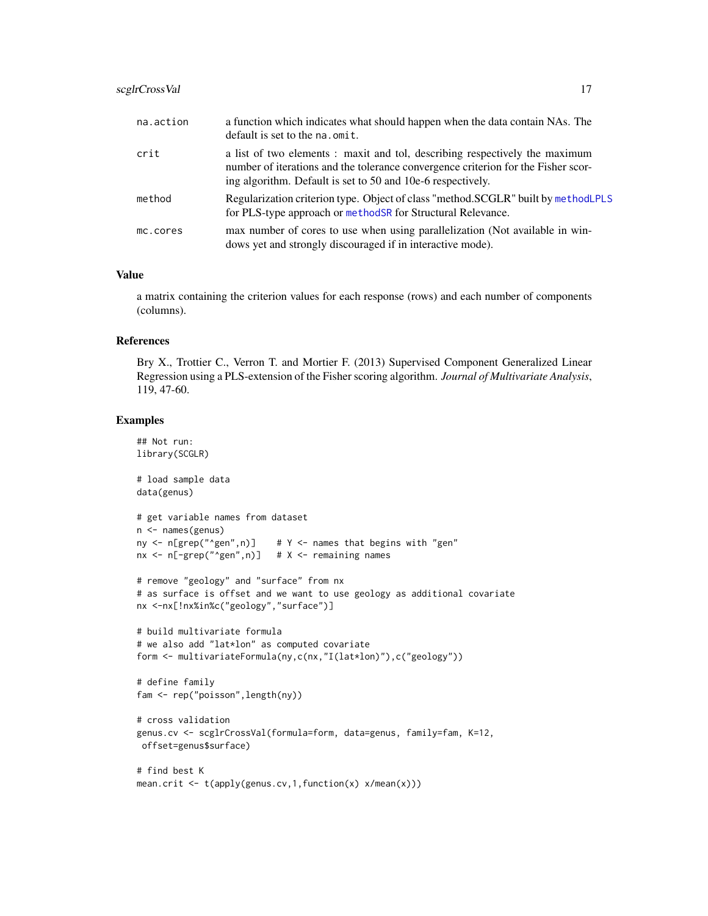| | |
|---|---|
| na.action | a function which indicates what should happen when the data contain NAs. The default is set to the na.omit. |
| crit | a list of two elements : maxit and tol, describing respectively the maximum number of iterations and the tolerance convergence criterion for the Fisher scoring algorithm. Default is set to 50 and 10e-6 respectively. |
| method | Regularization criterion type. Object of class "method.SCGLR" built by methodLPLS for PLS-type approach or methodSR for Structural Relevance. |
| mc.cores | max number of cores to use when using parallelization (Not available in windows yet and strongly discouraged if in interactive mode). |

### Value

a matrix containing the criterion values for each response (rows) and each number of components (columns).

### References

Bry X., Trottier C., Verron T. and Mortier F. (2013) Supervised Component Generalized Linear Regression using a PLS-extension of the Fisher scoring algorithm. *Journal of Multivariate Analysis*, 119, 47-60.

### Examples

```
## Not run:
library(SCGLR)

# load sample data
data(genus)

# get variable names from dataset
n <- names(genus)
ny <- n[grep("^gen",n)]    # Y <- names that begins with "gen"
nx <- n[-grep("^gen",n)]   # X <- remaining names

# remove "geology" and "surface" from nx
# as surface is offset and we want to use geology as additional covariate
nx <-nx[!nx%in%c("geology","surface")]

# build multivariate formula
# we also add "lat*lon" as computed covariate
form <- multivariateFormula(ny,c(nx,"I(lat*lon)"),c("geology"))

# define family
fam <- rep("poisson",length(ny))

# cross validation
genus.cv <- scglrCrossVal(formula=form, data=genus, family=fam, K=12,
 offset=genus$surface)

# find best K
mean.crit <- t(apply(genus.cv,1,function(x) x/mean(x)))
```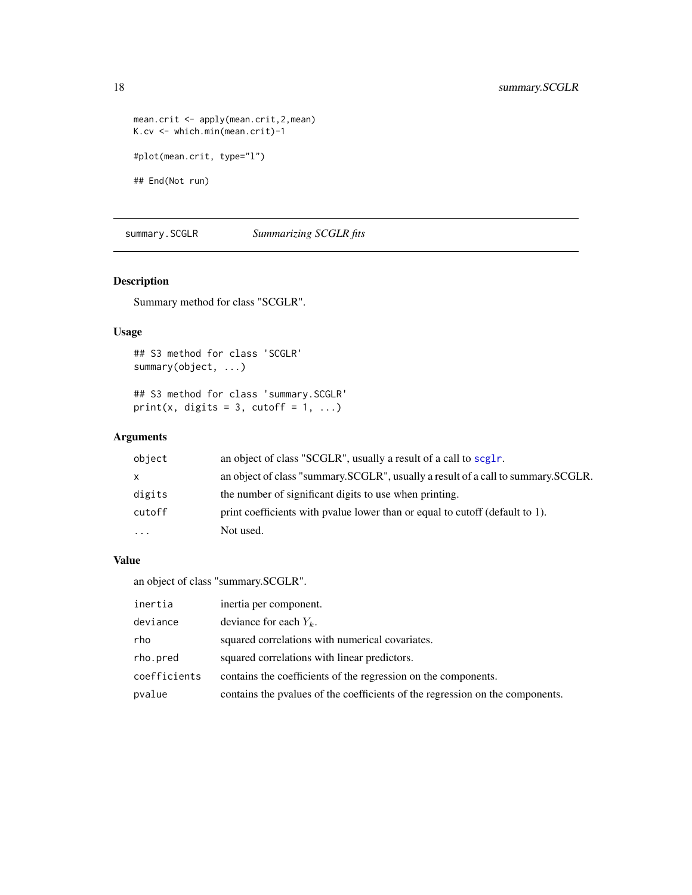```
mean.crit <- apply(mean.crit,2,mean)
K.cv <- which.min(mean.crit)-1

#plot(mean.crit, type="l")

## End(Not run)
```

---

## summary.SCGLR — *Summarizing SCGLR fits*

---

### Description

Summary method for class "SCGLR".

### Usage

```
## S3 method for class 'SCGLR'
summary(object, ...)

## S3 method for class 'summary.SCGLR'
print(x, digits = 3, cutoff = 1, ...)
```

### Arguments

| | |
|---|---|
| `object` | an object of class "SCGLR", usually a result of a call to `scglr`. |
| `x` | an object of class "summary.SCGLR", usually a result of a call to summary.SCGLR. |
| `digits` | the number of significant digits to use when printing. |
| `cutoff` | print coefficients with pvalue lower than or equal to cutoff (default to 1). |
| `...` | Not used. |

### Value

an object of class "summary.SCGLR".

| | |
|---|---|
| `inertia` | inertia per component. |
| `deviance` | deviance for each $Y_k$. |
| `rho` | squared correlations with numerical covariates. |
| `rho.pred` | squared correlations with linear predictors. |
| `coefficients` | contains the coefficients of the regression on the components. |
| `pvalue` | contains the pvalues of the coefficients of the regression on the components. |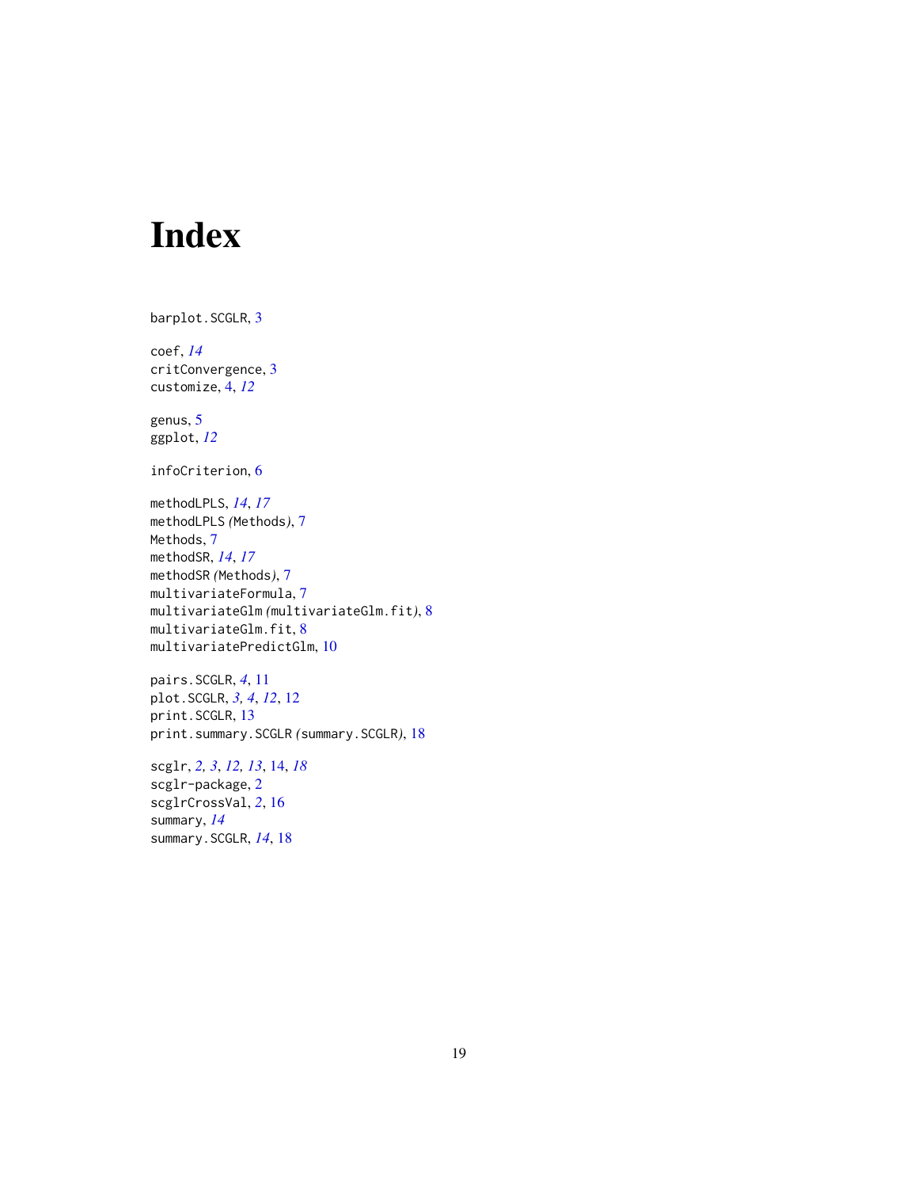# Index

barplot.SCGLR, 3

coef, *14*
critConvergence, 3
customize, 4, *12*

genus, 5
ggplot, *12*

infoCriterion, 6

methodLPLS, *14*, *17*
methodLPLS *(*Methods*)*, 7
Methods, 7
methodSR, *14*, *17*
methodSR *(*Methods*)*, 7
multivariateFormula, 7
multivariateGlm *(*multivariateGlm.fit*)*, 8
multivariateGlm.fit, 8
multivariatePredictGlm, 10

pairs.SCGLR, *4*, 11
plot.SCGLR, *3, 4*, *12*, 12
print.SCGLR, 13
print.summary.SCGLR *(*summary.SCGLR*)*, 18

scglr, *2, 3*, *12, 13*, 14, *18*
scglr-package, 2
scglrCrossVal, *2*, 16
summary, *14*
summary.SCGLR, *14*, 18